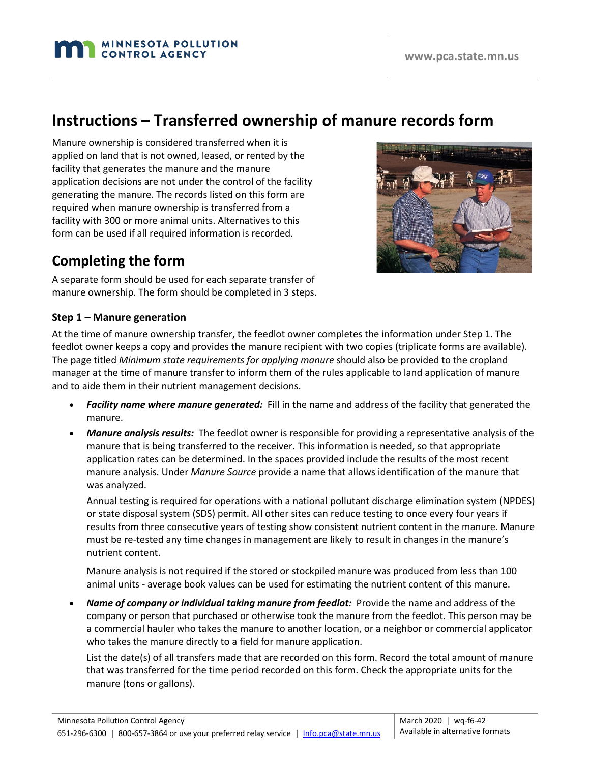# Instructions – Transferred ownership of manure records form

Manure ownership is considered transferred when it is applied on land that is not owned, leased, or rented by the facility that generates the manure and the manure application decisions are not under the control of the facility generating the manure. The records listed on this form are required when manure ownership is transferred from a facility with 300 or more animal units. Alternatives to this form can be used if all required information is recorded.

## Completing the form

A separate form should be used for each separate transfer of manure ownership. The form should be completed in 3 steps.

### Step 1 – Manure generation

At the time of manure ownership transfer, the feedlot owner completes the information under Step 1. The feedlot owner keeps a copy and provides the manure recipient with two copies (triplicate forms are available). The page titled *Minimum state requirements for applying manure* should also be provided to the cropland manager at the time of manure transfer to inform them of the rules applicable to land application of manure and to aide them in their nutrient management decisions.

- ***Facility name where manure generated:*** Fill in the name and address of the facility that generated the manure.
- ***Manure analysis results:*** The feedlot owner is responsible for providing a representative analysis of the manure that is being transferred to the receiver. This information is needed, so that appropriate application rates can be determined. In the spaces provided include the results of the most recent manure analysis. Under *Manure Source* provide a name that allows identification of the manure that was analyzed.

  Annual testing is required for operations with a national pollutant discharge elimination system (NPDES) or state disposal system (SDS) permit. All other sites can reduce testing to once every four years if results from three consecutive years of testing show consistent nutrient content in the manure. Manure must be re-tested any time changes in management are likely to result in changes in the manure's nutrient content.

  Manure analysis is not required if the stored or stockpiled manure was produced from less than 100 animal units - average book values can be used for estimating the nutrient content of this manure.

- ***Name of company or individual taking manure from feedlot:*** Provide the name and address of the company or person that purchased or otherwise took the manure from the feedlot. This person may be a commercial hauler who takes the manure to another location, or a neighbor or commercial applicator who takes the manure directly to a field for manure application.

  List the date(s) of all transfers made that are recorded on this form. Record the total amount of manure that was transferred for the time period recorded on this form. Check the appropriate units for the manure (tons or gallons).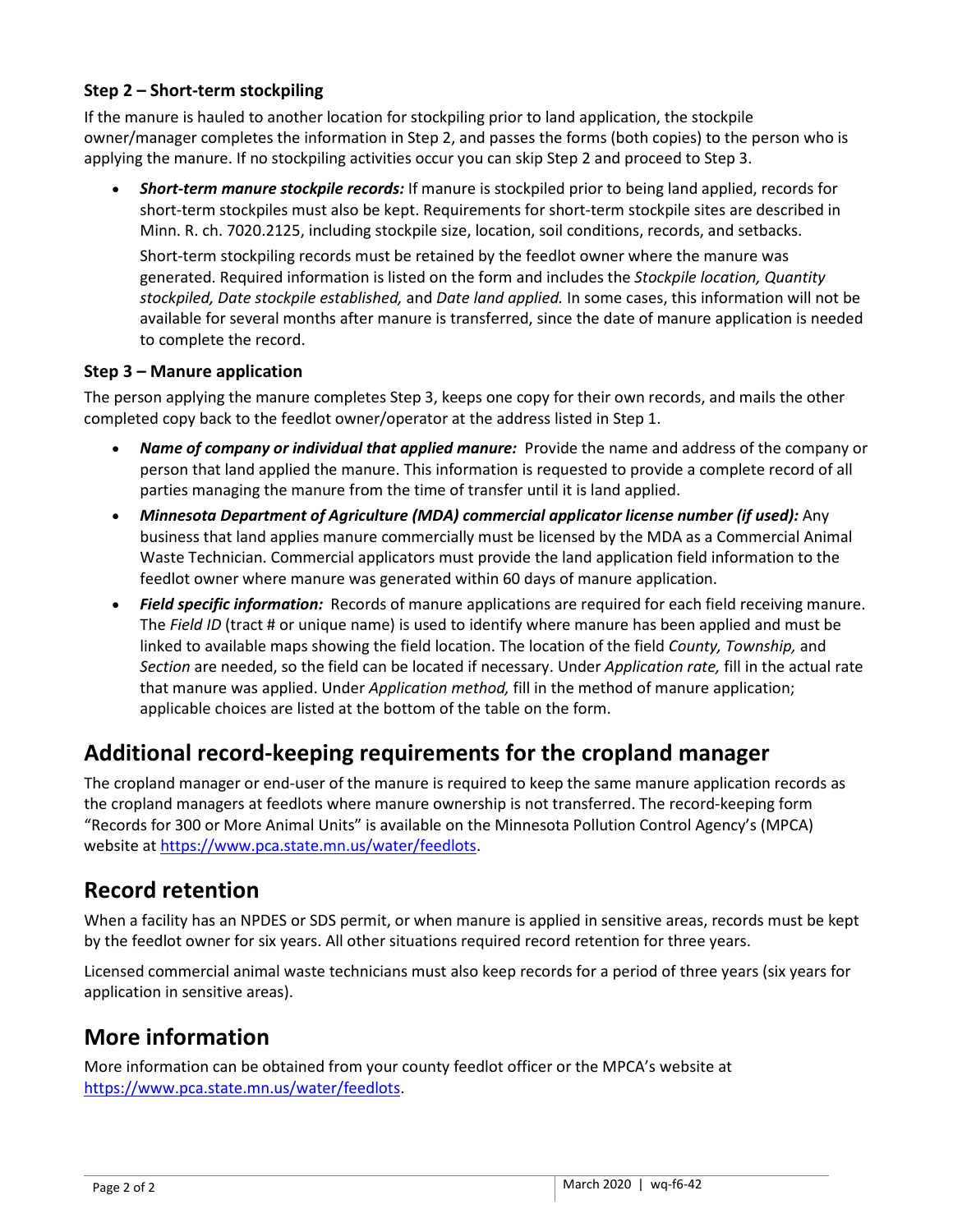### Step 2 – Short-term stockpiling

If the manure is hauled to another location for stockpiling prior to land application, the stockpile owner/manager completes the information in Step 2, and passes the forms (both copies) to the person who is applying the manure. If no stockpiling activities occur you can skip Step 2 and proceed to Step 3.

- ***Short-term manure stockpile records:*** If manure is stockpiled prior to being land applied, records for short-term stockpiles must also be kept. Requirements for short-term stockpile sites are described in Minn. R. ch. 7020.2125, including stockpile size, location, soil conditions, records, and setbacks.

  Short-term stockpiling records must be retained by the feedlot owner where the manure was generated. Required information is listed on the form and includes the *Stockpile location, Quantity stockpiled, Date stockpile established,* and *Date land applied.* In some cases, this information will not be available for several months after manure is transferred, since the date of manure application is needed to complete the record.

### Step 3 – Manure application

The person applying the manure completes Step 3, keeps one copy for their own records, and mails the other completed copy back to the feedlot owner/operator at the address listed in Step 1.

- ***Name of company or individual that applied manure:*** Provide the name and address of the company or person that land applied the manure. This information is requested to provide a complete record of all parties managing the manure from the time of transfer until it is land applied.
- ***Minnesota Department of Agriculture (MDA) commercial applicator license number (if used):*** Any business that land applies manure commercially must be licensed by the MDA as a Commercial Animal Waste Technician. Commercial applicators must provide the land application field information to the feedlot owner where manure was generated within 60 days of manure application.
- ***Field specific information:*** Records of manure applications are required for each field receiving manure. The *Field ID* (tract # or unique name) is used to identify where manure has been applied and must be linked to available maps showing the field location. The location of the field *County, Township,* and *Section* are needed, so the field can be located if necessary. Under *Application rate,* fill in the actual rate that manure was applied. Under *Application method,* fill in the method of manure application; applicable choices are listed at the bottom of the table on the form.

## Additional record-keeping requirements for the cropland manager

The cropland manager or end-user of the manure is required to keep the same manure application records as the cropland managers at feedlots where manure ownership is not transferred. The record-keeping form "Records for 300 or More Animal Units" is available on the Minnesota Pollution Control Agency's (MPCA) website at https://www.pca.state.mn.us/water/feedlots.

## Record retention

When a facility has an NPDES or SDS permit, or when manure is applied in sensitive areas, records must be kept by the feedlot owner for six years. All other situations required record retention for three years.

Licensed commercial animal waste technicians must also keep records for a period of three years (six years for application in sensitive areas).

## More information

More information can be obtained from your county feedlot officer or the MPCA's website at https://www.pca.state.mn.us/water/feedlots.